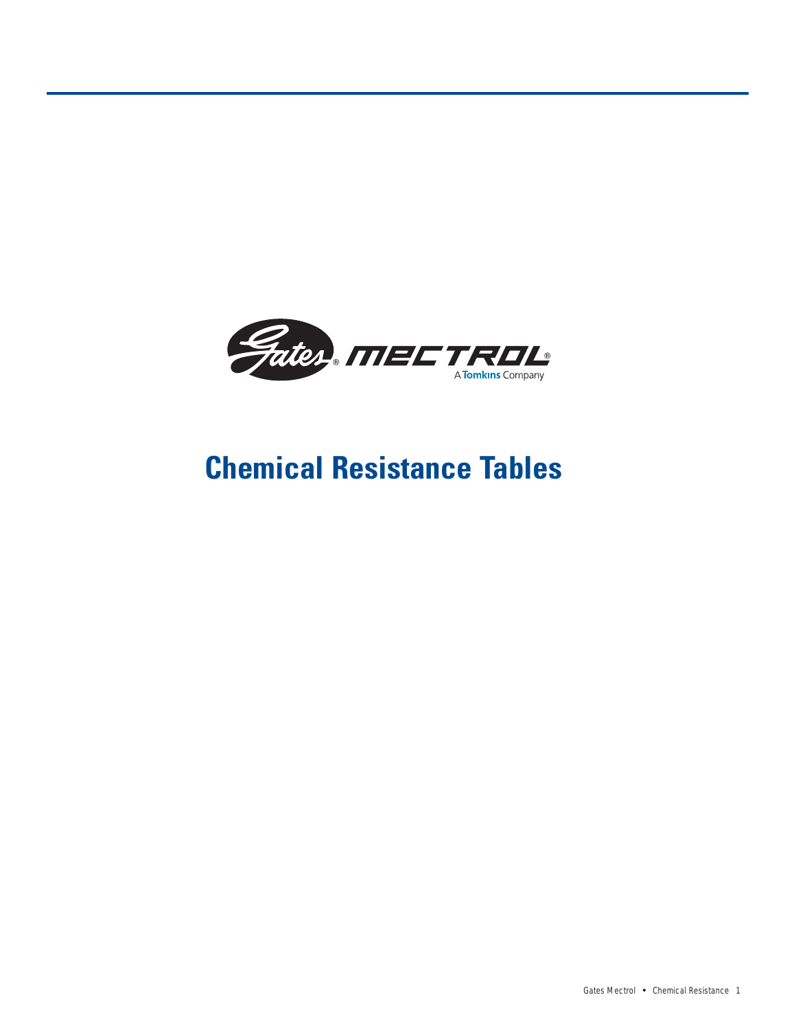Gates® MECTROL®

A Tomkins Company

# Chemical Resistance Tables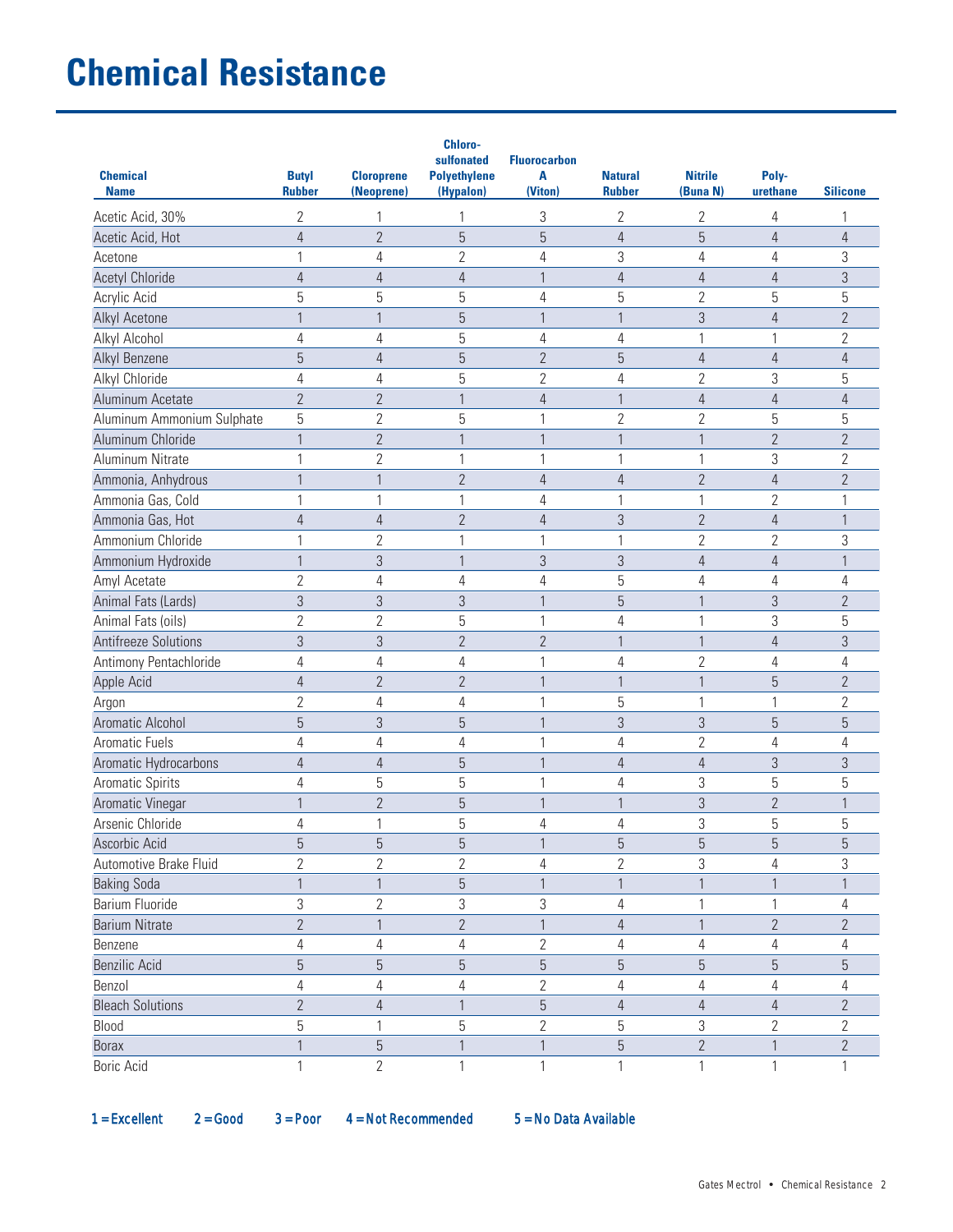# Chemical Resistance

| Chemical Name | Butyl Rubber | Cloroprene (Neoprene) | Chloro-sulfonated Polyethylene (Hypalon) | Fluorocarbon A (Viton) | Natural Rubber | Nitrile (Buna N) | Poly-urethane | Silicone |
|---|---|---|---|---|---|---|---|---|
| Acetic Acid, 30% | 2 | 1 | 1 | 3 | 2 | 2 | 4 | 1 |
| Acetic Acid, Hot | 4 | 2 | 5 | 5 | 4 | 5 | 4 | 4 |
| Acetone | 1 | 4 | 2 | 4 | 3 | 4 | 4 | 3 |
| Acetyl Chloride | 4 | 4 | 4 | 1 | 4 | 4 | 4 | 3 |
| Acrylic Acid | 5 | 5 | 5 | 4 | 5 | 2 | 5 | 5 |
| Alkyl Acetone | 1 | 1 | 5 | 1 | 1 | 3 | 4 | 2 |
| Alkyl Alcohol | 4 | 4 | 5 | 4 | 4 | 1 | 1 | 2 |
| Alkyl Benzene | 5 | 4 | 5 | 2 | 5 | 4 | 4 | 4 |
| Alkyl Chloride | 4 | 4 | 5 | 2 | 4 | 2 | 3 | 5 |
| Aluminum Acetate | 2 | 2 | 1 | 4 | 1 | 4 | 4 | 4 |
| Aluminum Ammonium Sulphate | 5 | 2 | 5 | 1 | 2 | 2 | 5 | 5 |
| Aluminum Chloride | 1 | 2 | 1 | 1 | 1 | 1 | 2 | 2 |
| Aluminum Nitrate | 1 | 2 | 1 | 1 | 1 | 1 | 3 | 2 |
| Ammonia, Anhydrous | 1 | 1 | 2 | 4 | 4 | 2 | 4 | 2 |
| Ammonia Gas, Cold | 1 | 1 | 1 | 4 | 1 | 1 | 2 | 1 |
| Ammonia Gas, Hot | 4 | 4 | 2 | 4 | 3 | 2 | 4 | 1 |
| Ammonium Chloride | 1 | 2 | 1 | 1 | 1 | 2 | 2 | 3 |
| Ammonium Hydroxide | 1 | 3 | 1 | 3 | 3 | 4 | 4 | 1 |
| Amyl Acetate | 2 | 4 | 4 | 4 | 5 | 4 | 4 | 4 |
| Animal Fats (Lards) | 3 | 3 | 3 | 1 | 5 | 1 | 3 | 2 |
| Animal Fats (oils) | 2 | 2 | 5 | 1 | 4 | 1 | 3 | 5 |
| Antifreeze Solutions | 3 | 3 | 2 | 2 | 1 | 1 | 4 | 3 |
| Antimony Pentachloride | 4 | 4 | 4 | 1 | 4 | 2 | 4 | 4 |
| Apple Acid | 4 | 2 | 2 | 1 | 1 | 1 | 5 | 2 |
| Argon | 2 | 4 | 4 | 1 | 5 | 1 | 1 | 2 |
| Aromatic Alcohol | 5 | 3 | 5 | 1 | 3 | 3 | 5 | 5 |
| Aromatic Fuels | 4 | 4 | 4 | 1 | 4 | 2 | 4 | 4 |
| Aromatic Hydrocarbons | 4 | 4 | 5 | 1 | 4 | 4 | 3 | 3 |
| Aromatic Spirits | 4 | 5 | 5 | 1 | 4 | 3 | 5 | 5 |
| Aromatic Vinegar | 1 | 2 | 5 | 1 | 1 | 3 | 2 | 1 |
| Arsenic Chloride | 4 | 1 | 5 | 4 | 4 | 3 | 5 | 5 |
| Ascorbic Acid | 5 | 5 | 5 | 1 | 5 | 5 | 5 | 5 |
| Automotive Brake Fluid | 2 | 2 | 2 | 4 | 2 | 3 | 4 | 3 |
| Baking Soda | 1 | 1 | 5 | 1 | 1 | 1 | 1 | 1 |
| Barium Fluoride | 3 | 2 | 3 | 3 | 4 | 1 | 1 | 4 |
| Barium Nitrate | 2 | 1 | 2 | 1 | 4 | 1 | 2 | 2 |
| Benzene | 4 | 4 | 4 | 2 | 4 | 4 | 4 | 4 |
| Benzilic Acid | 5 | 5 | 5 | 5 | 5 | 5 | 5 | 5 |
| Benzol | 4 | 4 | 4 | 2 | 4 | 4 | 4 | 4 |
| Bleach Solutions | 2 | 4 | 1 | 5 | 4 | 4 | 4 | 2 |
| Blood | 5 | 1 | 5 | 2 | 5 | 3 | 2 | 2 |
| Borax | 1 | 5 | 1 | 1 | 5 | 2 | 1 | 2 |
| Boric Acid | 1 | 2 | 1 | 1 | 1 | 1 | 1 | 1 |

1 = Excellent  2 = Good  3 = Poor  4 = Not Recommended  5 = No Data Available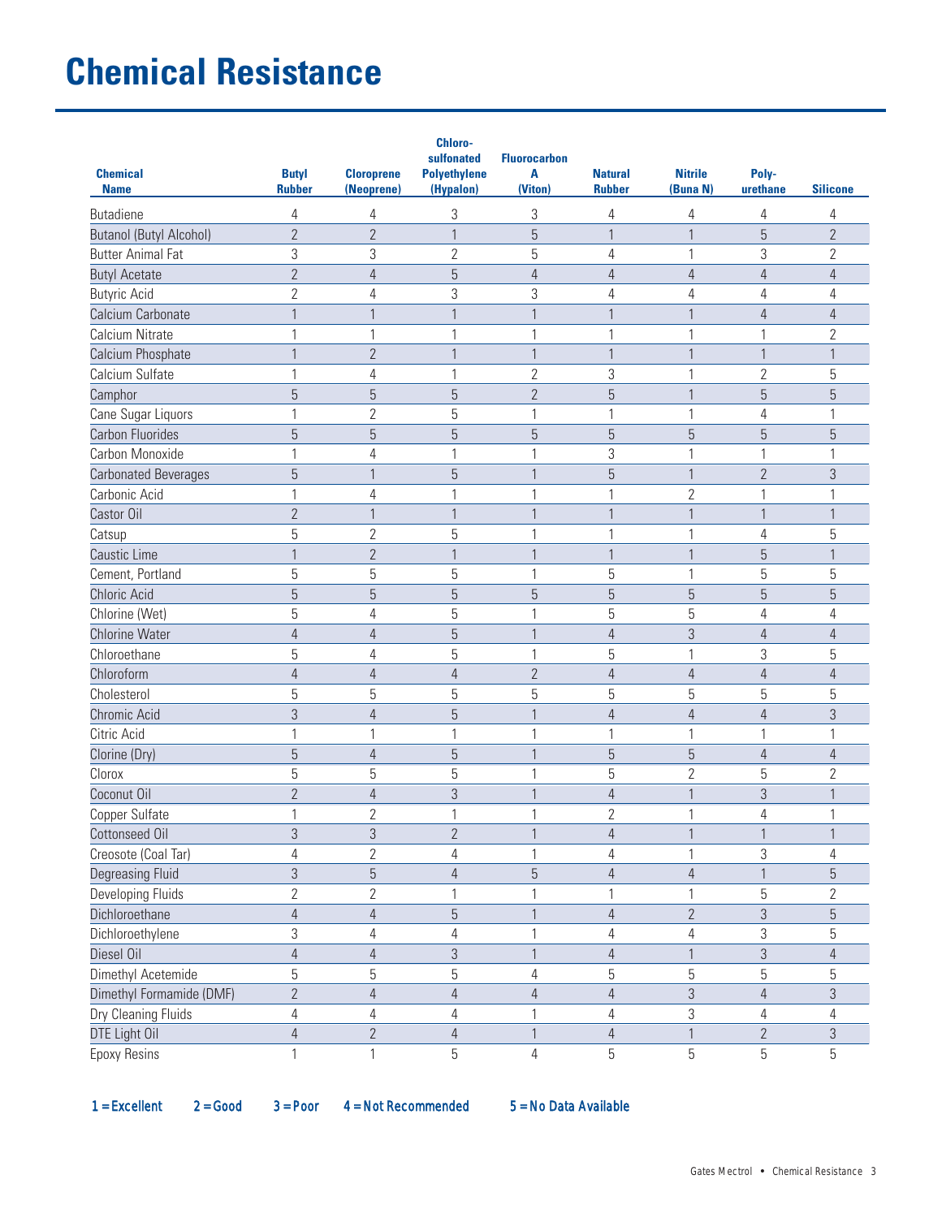# Chemical Resistance

| Chemical Name | Butyl Rubber | Cloroprene (Neoprene) | Chloro-sulfonated Polyethylene (Hypalon) | Fluorocarbon A (Viton) | Natural Rubber | Nitrile (Buna N) | Poly-urethane | Silicone |
|---|---|---|---|---|---|---|---|---|
| Butadiene | 4 | 4 | 3 | 3 | 4 | 4 | 4 | 4 |
| Butanol (Butyl Alcohol) | 2 | 2 | 1 | 5 | 1 | 1 | 5 | 2 |
| Butter Animal Fat | 3 | 3 | 2 | 5 | 4 | 1 | 3 | 2 |
| Butyl Acetate | 2 | 4 | 5 | 4 | 4 | 4 | 4 | 4 |
| Butyric Acid | 2 | 4 | 3 | 3 | 4 | 4 | 4 | 4 |
| Calcium Carbonate | 1 | 1 | 1 | 1 | 1 | 1 | 4 | 4 |
| Calcium Nitrate | 1 | 1 | 1 | 1 | 1 | 1 | 1 | 2 |
| Calcium Phosphate | 1 | 2 | 1 | 1 | 1 | 1 | 1 | 1 |
| Calcium Sulfate | 1 | 4 | 1 | 2 | 3 | 1 | 2 | 5 |
| Camphor | 5 | 5 | 5 | 2 | 5 | 1 | 5 | 5 |
| Cane Sugar Liquors | 1 | 2 | 5 | 1 | 1 | 1 | 4 | 1 |
| Carbon Fluorides | 5 | 5 | 5 | 5 | 5 | 5 | 5 | 5 |
| Carbon Monoxide | 1 | 4 | 1 | 1 | 3 | 1 | 1 | 1 |
| Carbonated Beverages | 5 | 1 | 5 | 1 | 5 | 1 | 2 | 3 |
| Carbonic Acid | 1 | 4 | 1 | 1 | 1 | 2 | 1 | 1 |
| Castor Oil | 2 | 1 | 1 | 1 | 1 | 1 | 1 | 1 |
| Catsup | 5 | 2 | 5 | 1 | 1 | 1 | 4 | 5 |
| Caustic Lime | 1 | 2 | 1 | 1 | 1 | 1 | 5 | 1 |
| Cement, Portland | 5 | 5 | 5 | 1 | 5 | 1 | 5 | 5 |
| Chloric Acid | 5 | 5 | 5 | 5 | 5 | 5 | 5 | 5 |
| Chlorine (Wet) | 5 | 4 | 5 | 1 | 5 | 5 | 4 | 4 |
| Chlorine Water | 4 | 4 | 5 | 1 | 4 | 3 | 4 | 4 |
| Chloroethane | 5 | 4 | 5 | 1 | 5 | 1 | 3 | 5 |
| Chloroform | 4 | 4 | 4 | 2 | 4 | 4 | 4 | 4 |
| Cholesterol | 5 | 5 | 5 | 5 | 5 | 5 | 5 | 5 |
| Chromic Acid | 3 | 4 | 5 | 1 | 4 | 4 | 4 | 3 |
| Citric Acid | 1 | 1 | 1 | 1 | 1 | 1 | 1 | 1 |
| Clorine (Dry) | 5 | 4 | 5 | 1 | 5 | 5 | 4 | 4 |
| Clorox | 5 | 5 | 5 | 1 | 5 | 2 | 5 | 2 |
| Coconut Oil | 2 | 4 | 3 | 1 | 4 | 1 | 3 | 1 |
| Copper Sulfate | 1 | 2 | 1 | 1 | 2 | 1 | 4 | 1 |
| Cottonseed Oil | 3 | 3 | 2 | 1 | 4 | 1 | 1 | 1 |
| Creosote (Coal Tar) | 4 | 2 | 4 | 1 | 4 | 1 | 3 | 4 |
| Degreasing Fluid | 3 | 5 | 4 | 5 | 4 | 4 | 1 | 5 |
| Developing Fluids | 2 | 2 | 1 | 1 | 1 | 1 | 5 | 2 |
| Dichloroethane | 4 | 4 | 5 | 1 | 4 | 2 | 3 | 5 |
| Dichloroethylene | 3 | 4 | 4 | 1 | 4 | 4 | 3 | 5 |
| Diesel Oil | 4 | 4 | 3 | 1 | 4 | 1 | 3 | 4 |
| Dimethyl Acetemide | 5 | 5 | 5 | 4 | 5 | 5 | 5 | 5 |
| Dimethyl Formamide (DMF) | 2 | 4 | 4 | 4 | 4 | 3 | 4 | 3 |
| Dry Cleaning Fluids | 4 | 4 | 4 | 1 | 4 | 3 | 4 | 4 |
| DTE Light Oil | 4 | 2 | 4 | 1 | 4 | 1 | 2 | 3 |
| Epoxy Resins | 1 | 1 | 5 | 4 | 5 | 5 | 5 | 5 |

1 = Excellent    2 = Good    3 = Poor    4 = Not Recommended    5 = No Data Available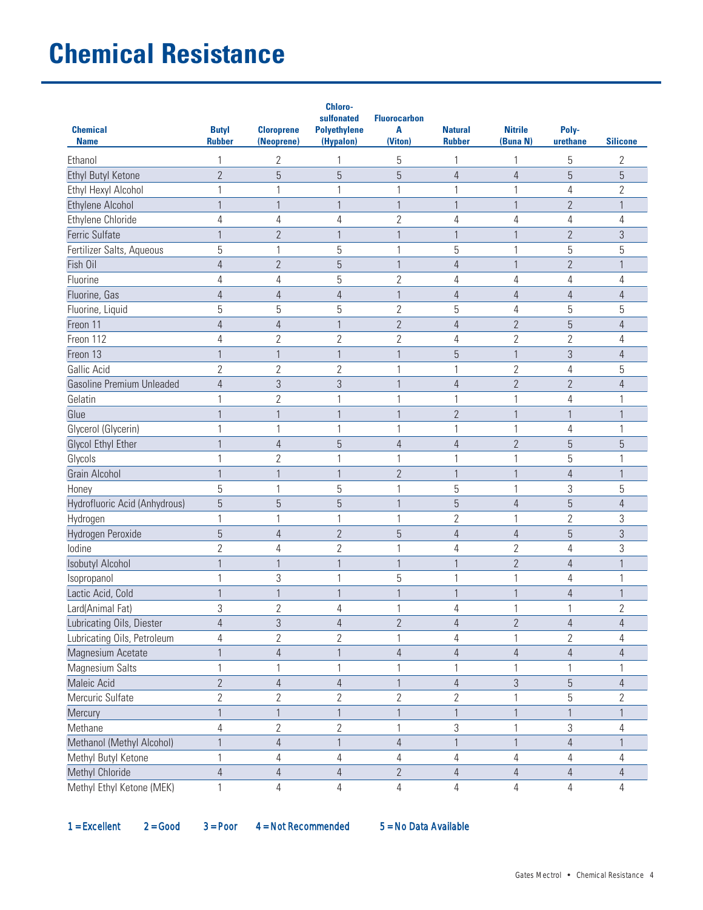# Chemical Resistance

| Chemical Name | Butyl Rubber | Cloroprene (Neoprene) | Chloro-sulfonated Polyethylene (Hypalon) | Fluorocarbon A (Viton) | Natural Rubber | Nitrile (Buna N) | Poly-urethane | Silicone |
|---|---|---|---|---|---|---|---|---|
| Ethanol | 1 | 2 | 1 | 5 | 1 | 1 | 5 | 2 |
| Ethyl Butyl Ketone | 2 | 5 | 5 | 5 | 4 | 4 | 5 | 5 |
| Ethyl Hexyl Alcohol | 1 | 1 | 1 | 1 | 1 | 1 | 4 | 2 |
| Ethylene Alcohol | 1 | 1 | 1 | 1 | 1 | 1 | 2 | 1 |
| Ethylene Chloride | 4 | 4 | 4 | 2 | 4 | 4 | 4 | 4 |
| Ferric Sulfate | 1 | 2 | 1 | 1 | 1 | 1 | 2 | 3 |
| Fertilizer Salts, Aqueous | 5 | 1 | 5 | 1 | 5 | 1 | 5 | 5 |
| Fish Oil | 4 | 2 | 5 | 1 | 4 | 1 | 2 | 1 |
| Fluorine | 4 | 4 | 5 | 2 | 4 | 4 | 4 | 4 |
| Fluorine, Gas | 4 | 4 | 4 | 1 | 4 | 4 | 4 | 4 |
| Fluorine, Liquid | 5 | 5 | 5 | 2 | 5 | 4 | 5 | 5 |
| Freon 11 | 4 | 4 | 1 | 2 | 4 | 2 | 5 | 4 |
| Freon 112 | 4 | 2 | 2 | 2 | 4 | 2 | 2 | 4 |
| Freon 13 | 1 | 1 | 1 | 1 | 5 | 1 | 3 | 4 |
| Gallic Acid | 2 | 2 | 2 | 1 | 1 | 2 | 4 | 5 |
| Gasoline Premium Unleaded | 4 | 3 | 3 | 1 | 4 | 2 | 2 | 4 |
| Gelatin | 1 | 2 | 1 | 1 | 1 | 1 | 4 | 1 |
| Glue | 1 | 1 | 1 | 1 | 2 | 1 | 1 | 1 |
| Glycerol (Glycerin) | 1 | 1 | 1 | 1 | 1 | 1 | 4 | 1 |
| Glycol Ethyl Ether | 1 | 4 | 5 | 4 | 4 | 2 | 5 | 5 |
| Glycols | 1 | 2 | 1 | 1 | 1 | 1 | 5 | 1 |
| Grain Alcohol | 1 | 1 | 1 | 2 | 1 | 1 | 4 | 1 |
| Honey | 5 | 1 | 5 | 1 | 5 | 1 | 3 | 5 |
| Hydrofluoric Acid (Anhydrous) | 5 | 5 | 5 | 1 | 5 | 4 | 5 | 4 |
| Hydrogen | 1 | 1 | 1 | 1 | 2 | 1 | 2 | 3 |
| Hydrogen Peroxide | 5 | 4 | 2 | 5 | 4 | 4 | 5 | 3 |
| Iodine | 2 | 4 | 2 | 1 | 4 | 2 | 4 | 3 |
| Isobutyl Alcohol | 1 | 1 | 1 | 1 | 1 | 2 | 4 | 1 |
| Isopropanol | 1 | 3 | 1 | 5 | 1 | 1 | 4 | 1 |
| Lactic Acid, Cold | 1 | 1 | 1 | 1 | 1 | 1 | 4 | 1 |
| Lard(Animal Fat) | 3 | 2 | 4 | 1 | 4 | 1 | 1 | 2 |
| Lubricating Oils, Diester | 4 | 3 | 4 | 2 | 4 | 2 | 4 | 4 |
| Lubricating Oils, Petroleum | 4 | 2 | 2 | 1 | 4 | 1 | 2 | 4 |
| Magnesium Acetate | 1 | 4 | 1 | 4 | 4 | 4 | 4 | 4 |
| Magnesium Salts | 1 | 1 | 1 | 1 | 1 | 1 | 1 | 1 |
| Maleic Acid | 2 | 4 | 4 | 1 | 4 | 3 | 5 | 4 |
| Mercuric Sulfate | 2 | 2 | 2 | 2 | 2 | 1 | 5 | 2 |
| Mercury | 1 | 1 | 1 | 1 | 1 | 1 | 1 | 1 |
| Methane | 4 | 2 | 2 | 1 | 3 | 1 | 3 | 4 |
| Methanol (Methyl Alcohol) | 1 | 4 | 1 | 4 | 1 | 1 | 4 | 1 |
| Methyl Butyl Ketone | 1 | 4 | 4 | 4 | 4 | 4 | 4 | 4 |
| Methyl Chloride | 4 | 4 | 4 | 2 | 4 | 4 | 4 | 4 |
| Methyl Ethyl Ketone (MEK) | 1 | 4 | 4 | 4 | 4 | 4 | 4 | 4 |

1 = Excellent  2 = Good  3 = Poor  4 = Not Recommended  5 = No Data Available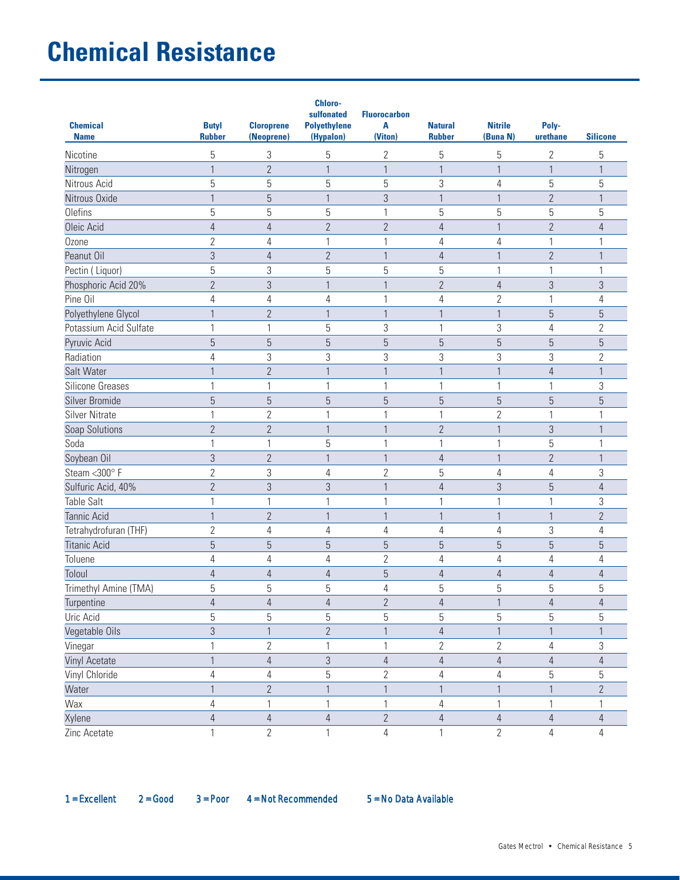# Chemical Resistance

| Chemical Name | Butyl Rubber | Cloroprene (Neoprene) | Chloro-sulfonated Polyethylene (Hypalon) | Fluorocarbon A (Viton) | Natural Rubber | Nitrile (Buna N) | Poly-urethane | Silicone |
|---|---|---|---|---|---|---|---|---|
| Nicotine | 5 | 3 | 5 | 2 | 5 | 5 | 2 | 5 |
| Nitrogen | 1 | 2 | 1 | 1 | 1 | 1 | 1 | 1 |
| Nitrous Acid | 5 | 5 | 5 | 5 | 3 | 4 | 5 | 5 |
| Nitrous Oxide | 1 | 5 | 1 | 3 | 1 | 1 | 2 | 1 |
| Olefins | 5 | 5 | 5 | 1 | 5 | 5 | 5 | 5 |
| Oleic Acid | 4 | 4 | 2 | 2 | 4 | 1 | 2 | 4 |
| Ozone | 2 | 4 | 1 | 1 | 4 | 4 | 1 | 1 |
| Peanut Oil | 3 | 4 | 2 | 1 | 4 | 1 | 2 | 1 |
| Pectin ( Liquor) | 5 | 3 | 5 | 5 | 5 | 1 | 1 | 1 |
| Phosphoric Acid 20% | 2 | 3 | 1 | 1 | 2 | 4 | 3 | 3 |
| Pine Oil | 4 | 4 | 4 | 1 | 4 | 2 | 1 | 4 |
| Polyethylene Glycol | 1 | 2 | 1 | 1 | 1 | 1 | 5 | 5 |
| Potassium Acid Sulfate | 1 | 1 | 5 | 3 | 1 | 3 | 4 | 2 |
| Pyruvic Acid | 5 | 5 | 5 | 5 | 5 | 5 | 5 | 5 |
| Radiation | 4 | 3 | 3 | 3 | 3 | 3 | 3 | 2 |
| Salt Water | 1 | 2 | 1 | 1 | 1 | 1 | 4 | 1 |
| Silicone Greases | 1 | 1 | 1 | 1 | 1 | 1 | 1 | 3 |
| Silver Bromide | 5 | 5 | 5 | 5 | 5 | 5 | 5 | 5 |
| Silver Nitrate | 1 | 2 | 1 | 1 | 1 | 2 | 1 | 1 |
| Soap Solutions | 2 | 2 | 1 | 1 | 2 | 1 | 3 | 1 |
| Soda | 1 | 1 | 5 | 1 | 1 | 1 | 5 | 1 |
| Soybean Oil | 3 | 2 | 1 | 1 | 4 | 1 | 2 | 1 |
| Steam <300° F | 2 | 3 | 4 | 2 | 5 | 4 | 4 | 3 |
| Sulfuric Acid, 40% | 2 | 3 | 3 | 1 | 4 | 3 | 5 | 4 |
| Table Salt | 1 | 1 | 1 | 1 | 1 | 1 | 1 | 3 |
| Tannic Acid | 1 | 2 | 1 | 1 | 1 | 1 | 1 | 2 |
| Tetrahydrofuran (THF) | 2 | 4 | 4 | 4 | 4 | 4 | 3 | 4 |
| Titanic Acid | 5 | 5 | 5 | 5 | 5 | 5 | 5 | 5 |
| Toluene | 4 | 4 | 4 | 2 | 4 | 4 | 4 | 4 |
| Toloul | 4 | 4 | 4 | 5 | 4 | 4 | 4 | 4 |
| Trimethyl Amine (TMA) | 5 | 5 | 5 | 4 | 5 | 5 | 5 | 5 |
| Turpentine | 4 | 4 | 4 | 2 | 4 | 1 | 4 | 4 |
| Uric Acid | 5 | 5 | 5 | 5 | 5 | 5 | 5 | 5 |
| Vegetable Oils | 3 | 1 | 2 | 1 | 4 | 1 | 1 | 1 |
| Vinegar | 1 | 2 | 1 | 1 | 2 | 2 | 4 | 3 |
| Vinyl Acetate | 1 | 4 | 3 | 4 | 4 | 4 | 4 | 4 |
| Vinyl Chloride | 4 | 4 | 5 | 2 | 4 | 4 | 5 | 5 |
| Water | 1 | 2 | 1 | 1 | 1 | 1 | 1 | 2 |
| Wax | 4 | 1 | 1 | 1 | 4 | 1 | 1 | 1 |
| Xylene | 4 | 4 | 4 | 2 | 4 | 4 | 4 | 4 |
| Zinc Acetate | 1 | 2 | 1 | 4 | 1 | 2 | 4 | 4 |

1 = Excellent   2 = Good   3 = Poor   4 = Not Recommended   5 = No Data Available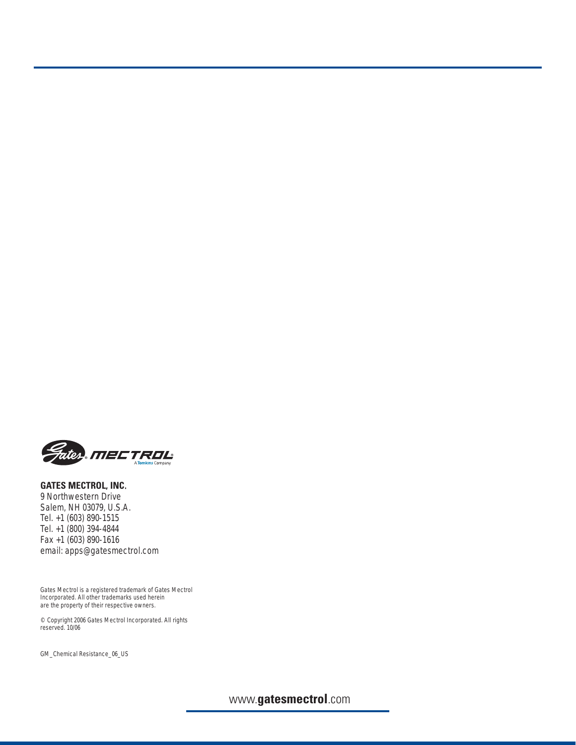**GATES MECTROL, INC.**
9 Northwestern Drive
Salem, NH 03079, U.S.A.
Tel. +1 (603) 890-1515
Tel. +1 (800) 394-4844
Fax +1 (603) 890-1616
email: apps@gatesmectrol.com

Gates Mectrol is a registered trademark of Gates Mectrol Incorporated. All other trademarks used herein are the property of their respective owners.

© Copyright 2006 Gates Mectrol Incorporated. All rights reserved. 10/06

GM_Chemical Resistance_06_US

www.**gatesmectrol**.com